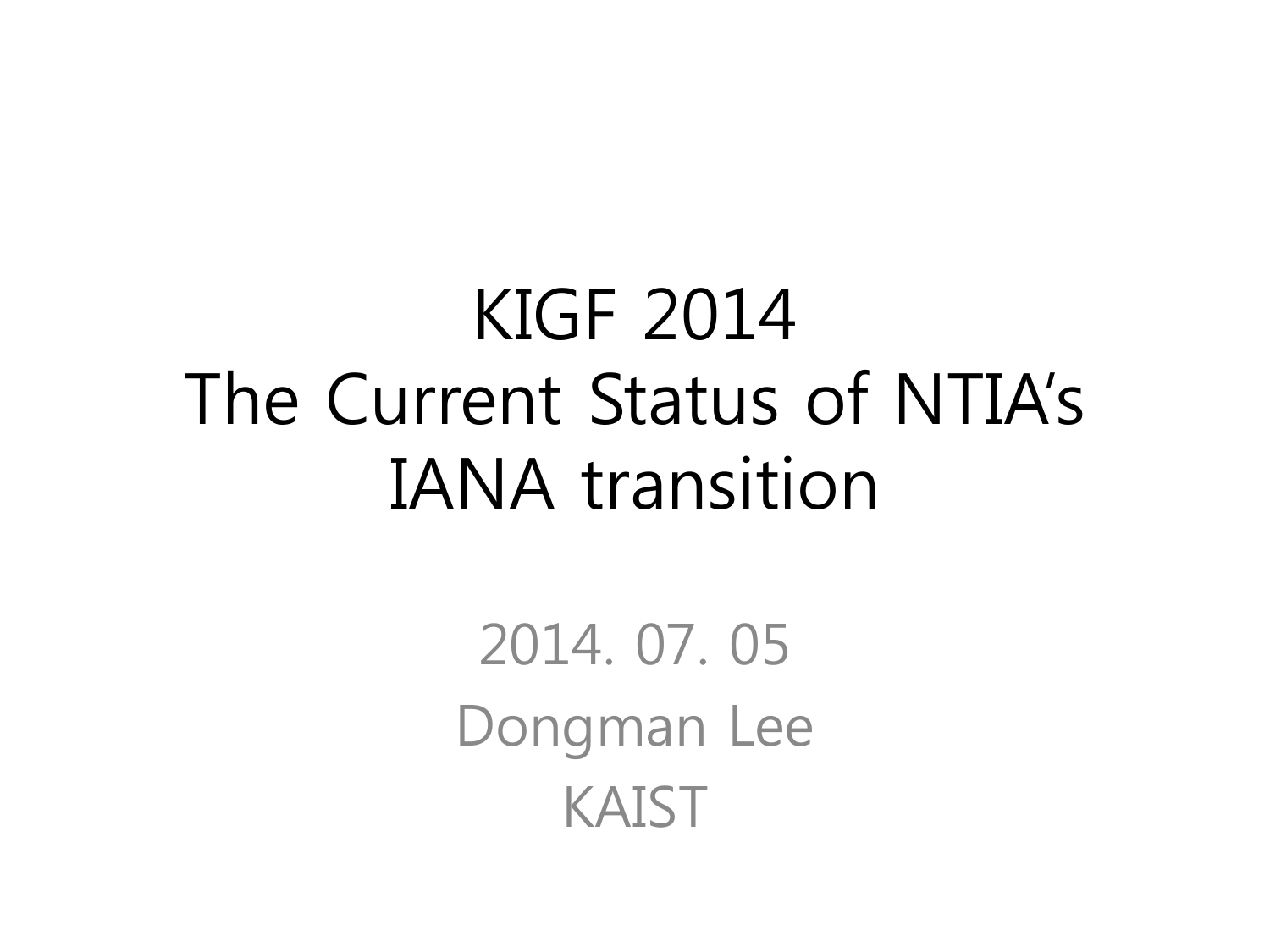# KIGF 2014
# The Current Status of NTIA's IANA transition

2014. 07. 05

Dongman Lee

KAIST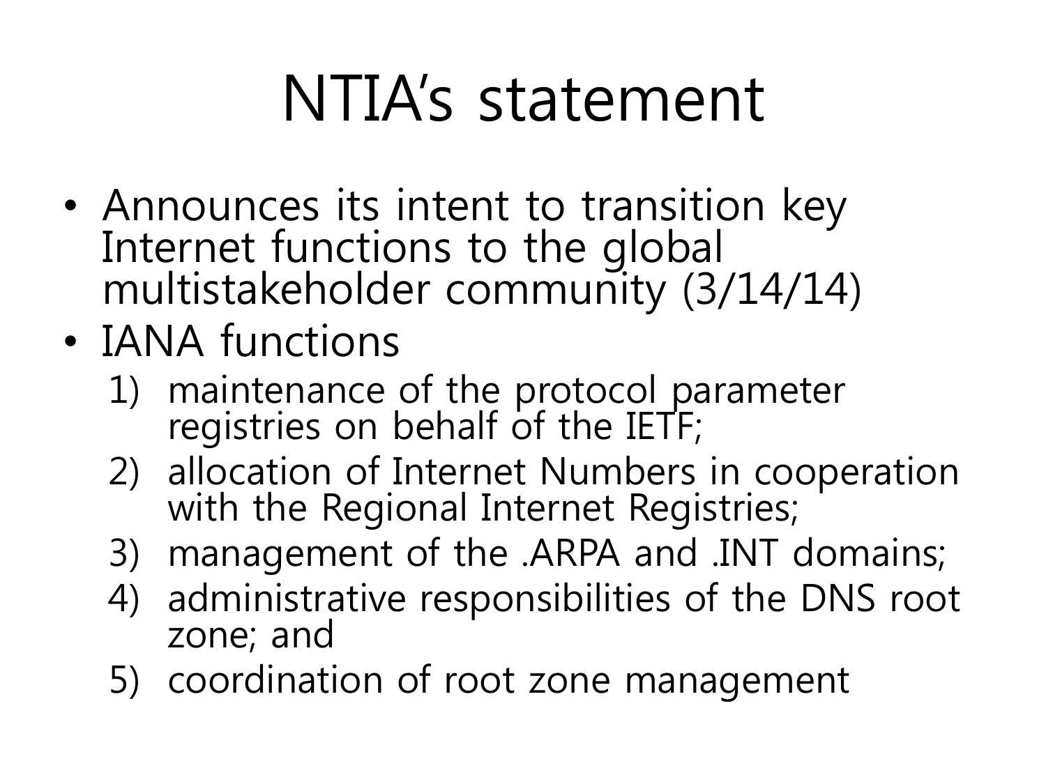# NTIA’s statement

- Announces its intent to transition key Internet functions to the global multistakeholder community (3/14/14)
- IANA functions
  1) maintenance of the protocol parameter registries on behalf of the IETF;
  2) allocation of Internet Numbers in cooperation with the Regional Internet Registries;
  3) management of the .ARPA and .INT domains;
  4) administrative responsibilities of the DNS root zone; and
  5) coordination of root zone management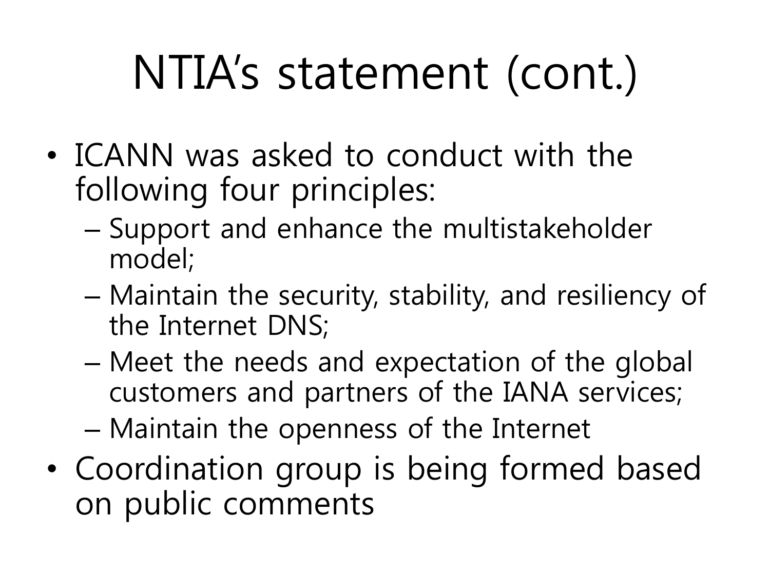# NTIA’s statement (cont.)

- ICANN was asked to conduct with the following four principles:
  - Support and enhance the multistakeholder model;
  - Maintain the security, stability, and resiliency of the Internet DNS;
  - Meet the needs and expectation of the global customers and partners of the IANA services;
  - Maintain the openness of the Internet
- Coordination group is being formed based on public comments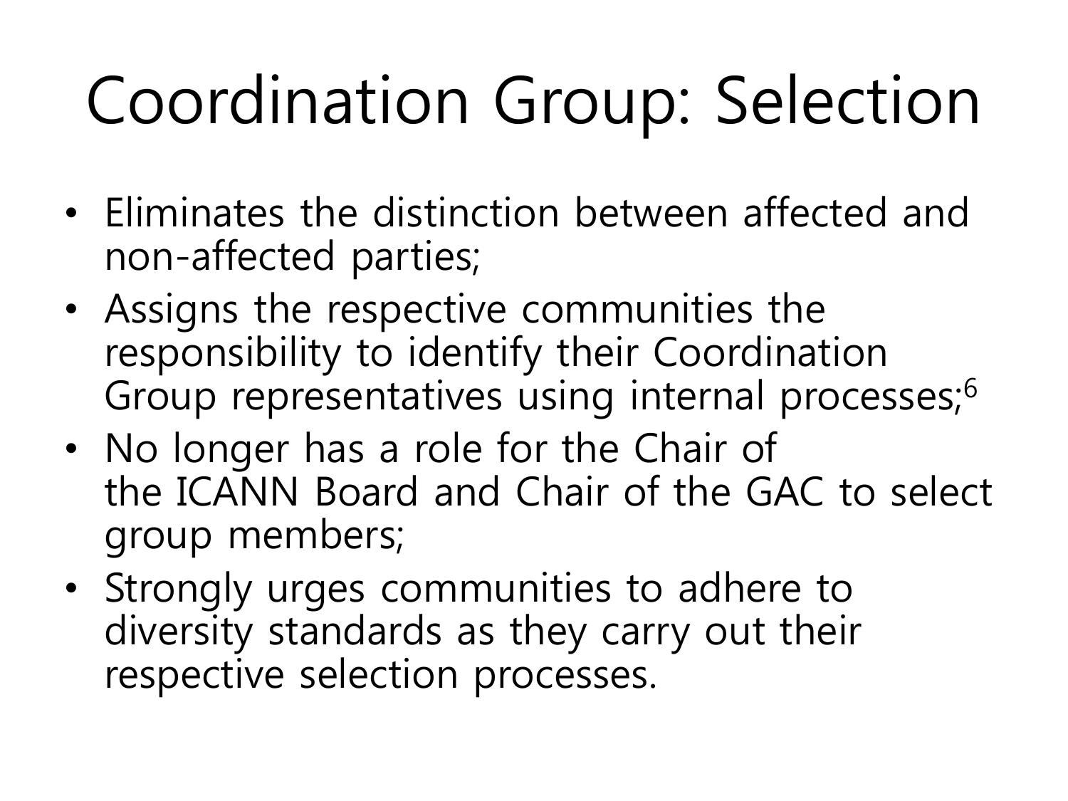# Coordination Group: Selection

- Eliminates the distinction between affected and non-affected parties;
- Assigns the respective communities the responsibility to identify their Coordination Group representatives using internal processes;[6]
- No longer has a role for the Chair of the ICANN Board and Chair of the GAC to select group members;
- Strongly urges communities to adhere to diversity standards as they carry out their respective selection processes.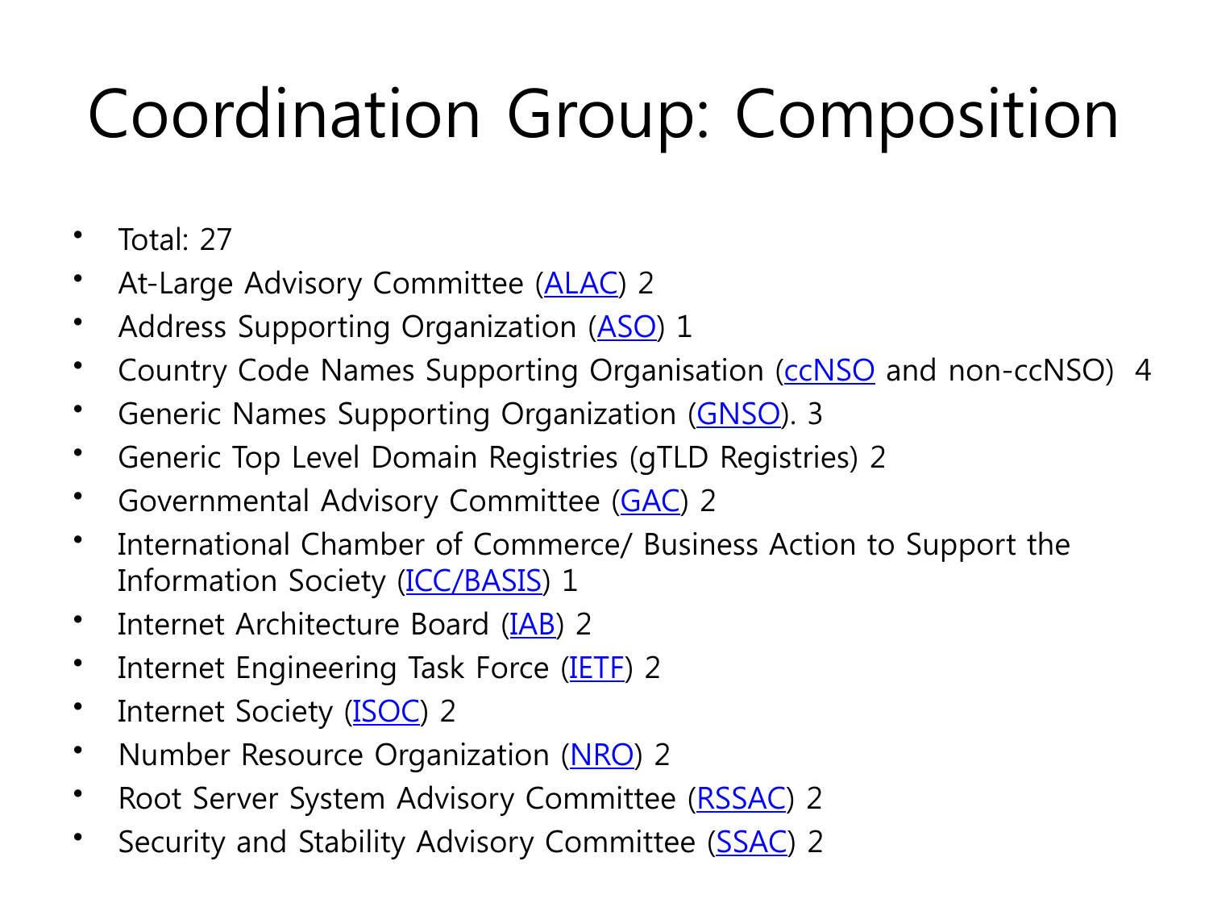# Coordination Group: Composition

- Total: 27
- At-Large Advisory Committee (ALAC) 2
- Address Supporting Organization (ASO) 1
- Country Code Names Supporting Organisation (ccNSO and non-ccNSO) 4
- Generic Names Supporting Organization (GNSO). 3
- Generic Top Level Domain Registries (gTLD Registries) 2
- Governmental Advisory Committee (GAC) 2
- International Chamber of Commerce/ Business Action to Support the Information Society (ICC/BASIS) 1
- Internet Architecture Board (IAB) 2
- Internet Engineering Task Force (IETF) 2
- Internet Society (ISOC) 2
- Number Resource Organization (NRO) 2
- Root Server System Advisory Committee (RSSAC) 2
- Security and Stability Advisory Committee (SSAC) 2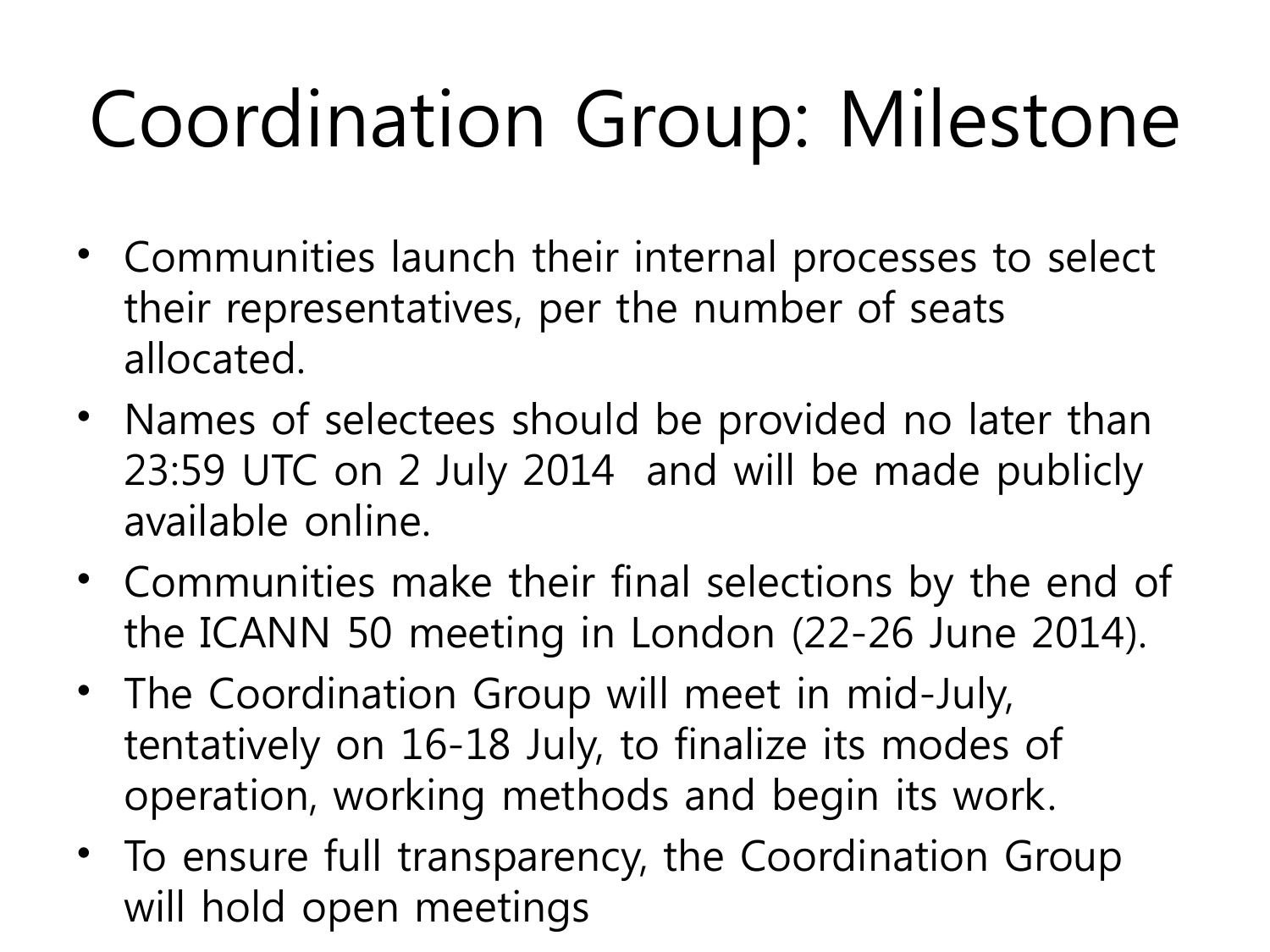# Coordination Group: Milestone

- Communities launch their internal processes to select their representatives, per the number of seats allocated.
- Names of selectees should be provided no later than 23:59 UTC on 2 July 2014 and will be made publicly available online.
- Communities make their final selections by the end of the ICANN 50 meeting in London (22-26 June 2014).
- The Coordination Group will meet in mid-July, tentatively on 16-18 July, to finalize its modes of operation, working methods and begin its work.
- To ensure full transparency, the Coordination Group will hold open meetings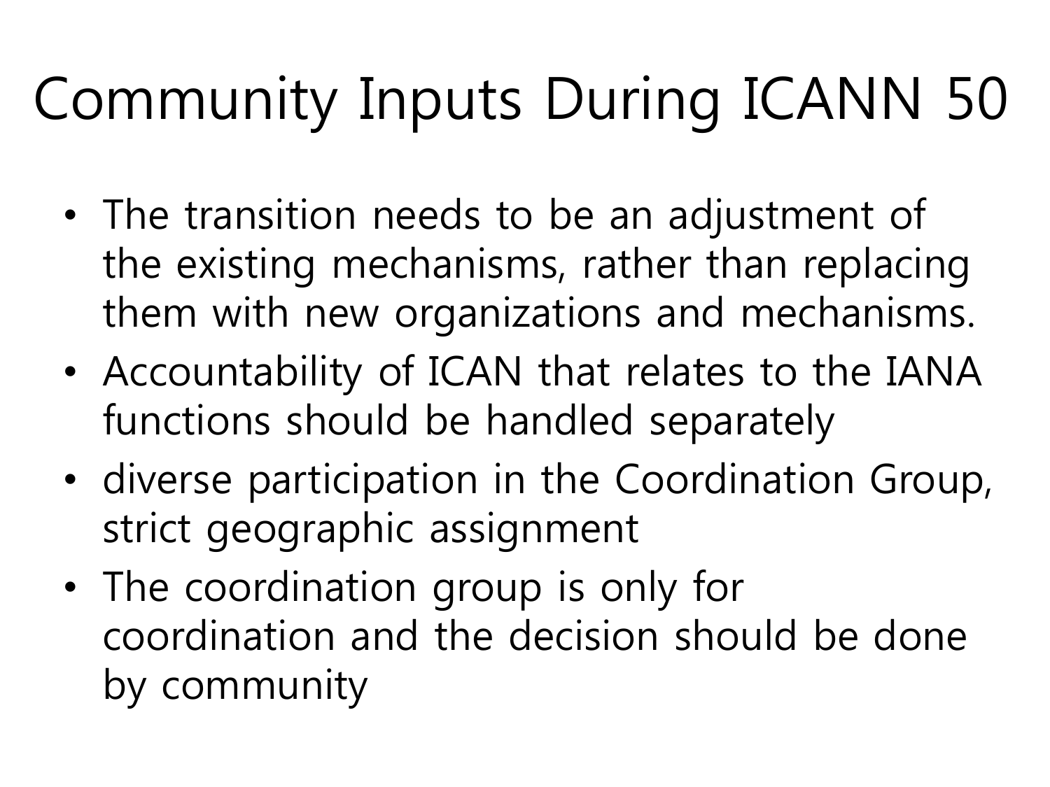# Community Inputs During ICANN 50

- The transition needs to be an adjustment of the existing mechanisms, rather than replacing them with new organizations and mechanisms.
- Accountability of ICAN that relates to the IANA functions should be handled separately
- diverse participation in the Coordination Group, strict geographic assignment
- The coordination group is only for coordination and the decision should be done by community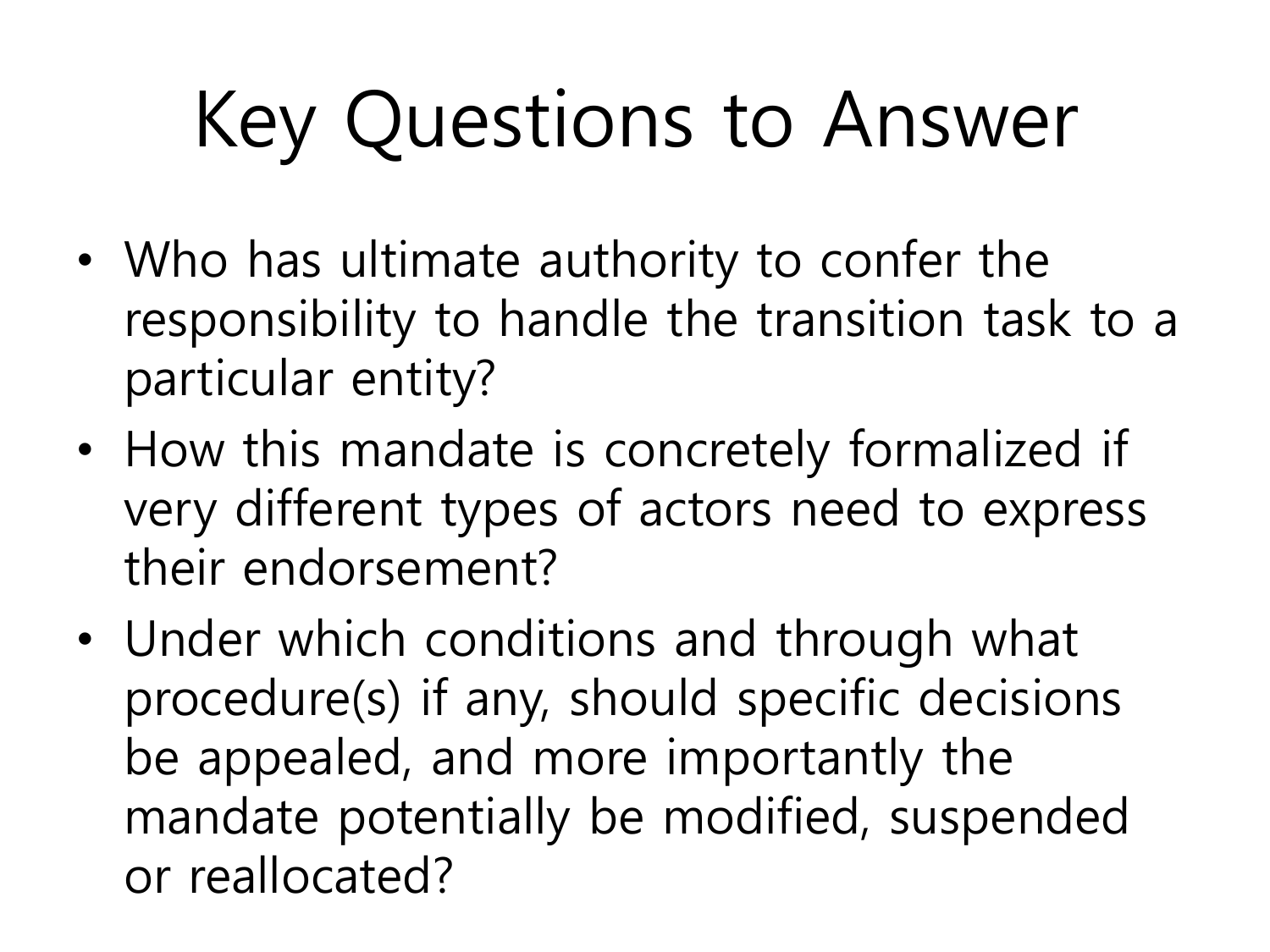# Key Questions to Answer

- Who has ultimate authority to confer the responsibility to handle the transition task to a particular entity?
- How this mandate is concretely formalized if very different types of actors need to express their endorsement?
- Under which conditions and through what procedure(s) if any, should specific decisions be appealed, and more importantly the mandate potentially be modified, suspended or reallocated?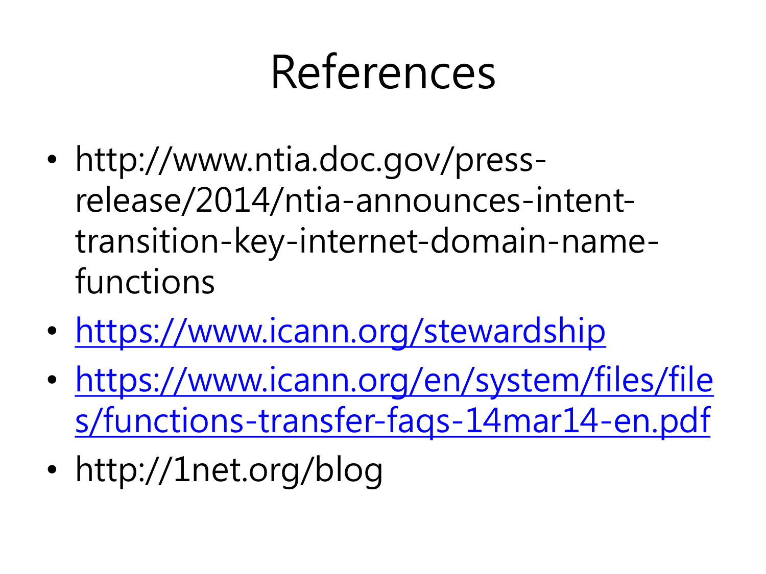# References

- http://www.ntia.doc.gov/press-release/2014/ntia-announces-intent-transition-key-internet-domain-name-functions
- https://www.icann.org/stewardship
- https://www.icann.org/en/system/files/files/functions-transfer-faqs-14mar14-en.pdf
- http://1net.org/blog